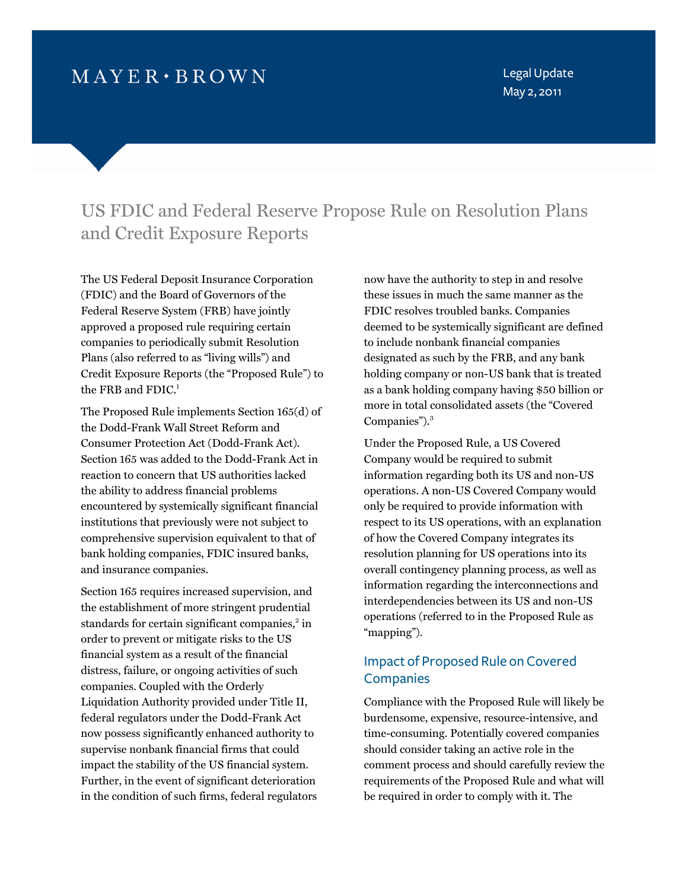MAYER • BROWN

Legal Update
May 2, 2011

# US FDIC and Federal Reserve Propose Rule on Resolution Plans and Credit Exposure Reports

The US Federal Deposit Insurance Corporation (FDIC) and the Board of Governors of the Federal Reserve System (FRB) have jointly approved a proposed rule requiring certain companies to periodically submit Resolution Plans (also referred to as "living wills") and Credit Exposure Reports (the "Proposed Rule") to the FRB and FDIC.[1]

The Proposed Rule implements Section 165(d) of the Dodd-Frank Wall Street Reform and Consumer Protection Act (Dodd-Frank Act). Section 165 was added to the Dodd-Frank Act in reaction to concern that US authorities lacked the ability to address financial problems encountered by systemically significant financial institutions that previously were not subject to comprehensive supervision equivalent to that of bank holding companies, FDIC insured banks, and insurance companies.

Section 165 requires increased supervision, and the establishment of more stringent prudential standards for certain significant companies,[2] in order to prevent or mitigate risks to the US financial system as a result of the financial distress, failure, or ongoing activities of such companies. Coupled with the Orderly Liquidation Authority provided under Title II, federal regulators under the Dodd-Frank Act now possess significantly enhanced authority to supervise nonbank financial firms that could impact the stability of the US financial system. Further, in the event of significant deterioration in the condition of such firms, federal regulators now have the authority to step in and resolve these issues in much the same manner as the FDIC resolves troubled banks. Companies deemed to be systemically significant are defined to include nonbank financial companies designated as such by the FRB, and any bank holding company or non-US bank that is treated as a bank holding company having $50 billion or more in total consolidated assets (the "Covered Companies").[3]

Under the Proposed Rule, a US Covered Company would be required to submit information regarding both its US and non-US operations. A non-US Covered Company would only be required to provide information with respect to its US operations, with an explanation of how the Covered Company integrates its resolution planning for US operations into its overall contingency planning process, as well as information regarding the interconnections and interdependencies between its US and non-US operations (referred to in the Proposed Rule as "mapping").

## Impact of Proposed Rule on Covered Companies

Compliance with the Proposed Rule will likely be burdensome, expensive, resource-intensive, and time-consuming. Potentially covered companies should consider taking an active role in the comment process and should carefully review the requirements of the Proposed Rule and what will be required in order to comply with it. The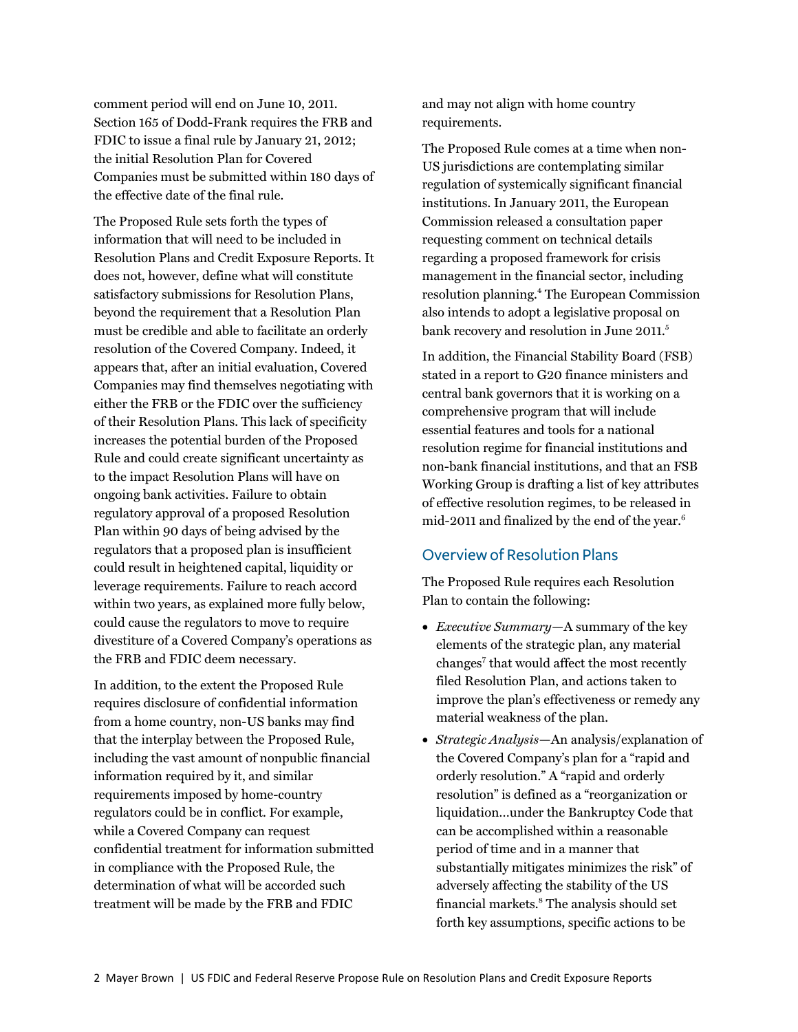comment period will end on June 10, 2011. Section 165 of Dodd-Frank requires the FRB and FDIC to issue a final rule by January 21, 2012; the initial Resolution Plan for Covered Companies must be submitted within 180 days of the effective date of the final rule.

The Proposed Rule sets forth the types of information that will need to be included in Resolution Plans and Credit Exposure Reports. It does not, however, define what will constitute satisfactory submissions for Resolution Plans, beyond the requirement that a Resolution Plan must be credible and able to facilitate an orderly resolution of the Covered Company. Indeed, it appears that, after an initial evaluation, Covered Companies may find themselves negotiating with either the FRB or the FDIC over the sufficiency of their Resolution Plans. This lack of specificity increases the potential burden of the Proposed Rule and could create significant uncertainty as to the impact Resolution Plans will have on ongoing bank activities. Failure to obtain regulatory approval of a proposed Resolution Plan within 90 days of being advised by the regulators that a proposed plan is insufficient could result in heightened capital, liquidity or leverage requirements. Failure to reach accord within two years, as explained more fully below, could cause the regulators to move to require divestiture of a Covered Company's operations as the FRB and FDIC deem necessary.

In addition, to the extent the Proposed Rule requires disclosure of confidential information from a home country, non-US banks may find that the interplay between the Proposed Rule, including the vast amount of nonpublic financial information required by it, and similar requirements imposed by home-country regulators could be in conflict. For example, while a Covered Company can request confidential treatment for information submitted in compliance with the Proposed Rule, the determination of what will be accorded such treatment will be made by the FRB and FDIC and may not align with home country requirements.

The Proposed Rule comes at a time when non-US jurisdictions are contemplating similar regulation of systemically significant financial institutions. In January 2011, the European Commission released a consultation paper requesting comment on technical details regarding a proposed framework for crisis management in the financial sector, including resolution planning.[4] The European Commission also intends to adopt a legislative proposal on bank recovery and resolution in June 2011.[5]

In addition, the Financial Stability Board (FSB) stated in a report to G20 finance ministers and central bank governors that it is working on a comprehensive program that will include essential features and tools for a national resolution regime for financial institutions and non-bank financial institutions, and that an FSB Working Group is drafting a list of key attributes of effective resolution regimes, to be released in mid-2011 and finalized by the end of the year.[6]

## Overview of Resolution Plans

The Proposed Rule requires each Resolution Plan to contain the following:

- *Executive Summary*—A summary of the key elements of the strategic plan, any material changes[7] that would affect the most recently filed Resolution Plan, and actions taken to improve the plan's effectiveness or remedy any material weakness of the plan.
- *Strategic Analysis*—An analysis/explanation of the Covered Company's plan for a "rapid and orderly resolution." A "rapid and orderly resolution" is defined as a "reorganization or liquidation…under the Bankruptcy Code that can be accomplished within a reasonable period of time and in a manner that substantially mitigates minimizes the risk" of adversely affecting the stability of the US financial markets.[8] The analysis should set forth key assumptions, specific actions to be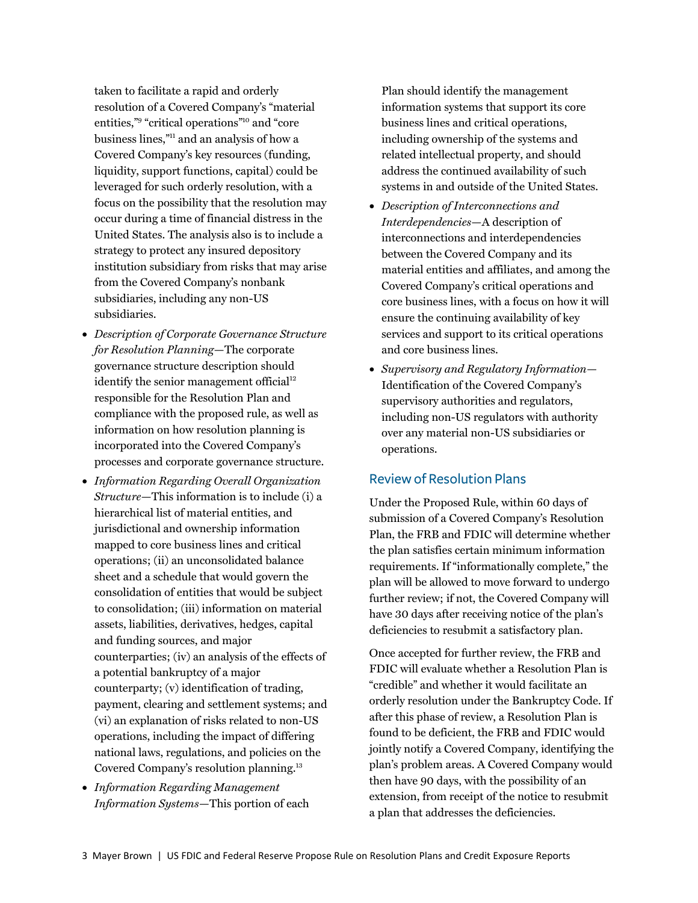taken to facilitate a rapid and orderly resolution of a Covered Company's "material entities,"[9] "critical operations"[10] and "core business lines,"[11] and an analysis of how a Covered Company's key resources (funding, liquidity, support functions, capital) could be leveraged for such orderly resolution, with a focus on the possibility that the resolution may occur during a time of financial distress in the United States. The analysis also is to include a strategy to protect any insured depository institution subsidiary from risks that may arise from the Covered Company's nonbank subsidiaries, including any non-US subsidiaries.

- *Description of Corporate Governance Structure for Resolution Planning*—The corporate governance structure description should identify the senior management official[12] responsible for the Resolution Plan and compliance with the proposed rule, as well as information on how resolution planning is incorporated into the Covered Company's processes and corporate governance structure.
- *Information Regarding Overall Organization Structure*—This information is to include (i) a hierarchical list of material entities, and jurisdictional and ownership information mapped to core business lines and critical operations; (ii) an unconsolidated balance sheet and a schedule that would govern the consolidation of entities that would be subject to consolidation; (iii) information on material assets, liabilities, derivatives, hedges, capital and funding sources, and major counterparties; (iv) an analysis of the effects of a potential bankruptcy of a major counterparty; (v) identification of trading, payment, clearing and settlement systems; and (vi) an explanation of risks related to non-US operations, including the impact of differing national laws, regulations, and policies on the Covered Company's resolution planning.[13]
- *Information Regarding Management Information Systems*—This portion of each Plan should identify the management information systems that support its core business lines and critical operations, including ownership of the systems and related intellectual property, and should address the continued availability of such systems in and outside of the United States.
- *Description of Interconnections and Interdependencies*—A description of interconnections and interdependencies between the Covered Company and its material entities and affiliates, and among the Covered Company's critical operations and core business lines, with a focus on how it will ensure the continuing availability of key services and support to its critical operations and core business lines.
- *Supervisory and Regulatory Information*—Identification of the Covered Company's supervisory authorities and regulators, including non-US regulators with authority over any material non-US subsidiaries or operations.

## Review of Resolution Plans

Under the Proposed Rule, within 60 days of submission of a Covered Company's Resolution Plan, the FRB and FDIC will determine whether the plan satisfies certain minimum information requirements. If "informationally complete," the plan will be allowed to move forward to undergo further review; if not, the Covered Company will have 30 days after receiving notice of the plan's deficiencies to resubmit a satisfactory plan.

Once accepted for further review, the FRB and FDIC will evaluate whether a Resolution Plan is "credible" and whether it would facilitate an orderly resolution under the Bankruptcy Code. If after this phase of review, a Resolution Plan is found to be deficient, the FRB and FDIC would jointly notify a Covered Company, identifying the plan's problem areas. A Covered Company would then have 90 days, with the possibility of an extension, from receipt of the notice to resubmit a plan that addresses the deficiencies.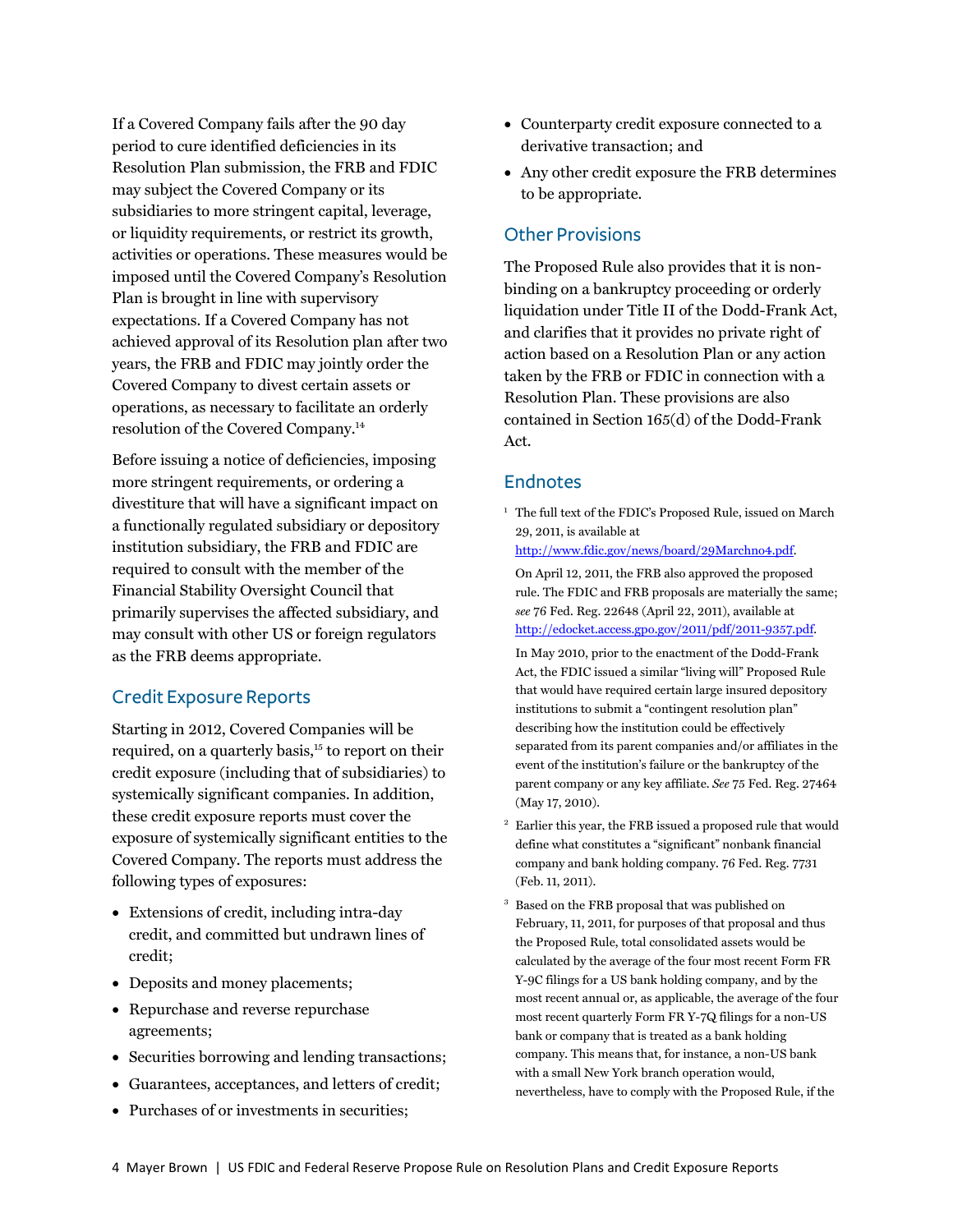If a Covered Company fails after the 90 day period to cure identified deficiencies in its Resolution Plan submission, the FRB and FDIC may subject the Covered Company or its subsidiaries to more stringent capital, leverage, or liquidity requirements, or restrict its growth, activities or operations. These measures would be imposed until the Covered Company's Resolution Plan is brought in line with supervisory expectations. If a Covered Company has not achieved approval of its Resolution plan after two years, the FRB and FDIC may jointly order the Covered Company to divest certain assets or operations, as necessary to facilitate an orderly resolution of the Covered Company.[14]

Before issuing a notice of deficiencies, imposing more stringent requirements, or ordering a divestiture that will have a significant impact on a functionally regulated subsidiary or depository institution subsidiary, the FRB and FDIC are required to consult with the member of the Financial Stability Oversight Council that primarily supervises the affected subsidiary, and may consult with other US or foreign regulators as the FRB deems appropriate.

## Credit Exposure Reports

Starting in 2012, Covered Companies will be required, on a quarterly basis,[15] to report on their credit exposure (including that of subsidiaries) to systemically significant companies. In addition, these credit exposure reports must cover the exposure of systemically significant entities to the Covered Company. The reports must address the following types of exposures:

- Extensions of credit, including intra-day credit, and committed but undrawn lines of credit;
- Deposits and money placements;
- Repurchase and reverse repurchase agreements;
- Securities borrowing and lending transactions;
- Guarantees, acceptances, and letters of credit;
- Purchases of or investments in securities;
- Counterparty credit exposure connected to a derivative transaction; and
- Any other credit exposure the FRB determines to be appropriate.

## Other Provisions

The Proposed Rule also provides that it is non-binding on a bankruptcy proceeding or orderly liquidation under Title II of the Dodd-Frank Act, and clarifies that it provides no private right of action based on a Resolution Plan or any action taken by the FRB or FDIC in connection with a Resolution Plan. These provisions are also contained in Section 165(d) of the Dodd-Frank Act.

## Endnotes

[1] The full text of the FDIC's Proposed Rule, issued on March 29, 2011, is available at http://www.fdic.gov/news/board/29Marchno4.pdf.

On April 12, 2011, the FRB also approved the proposed rule. The FDIC and FRB proposals are materially the same; *see* 76 Fed. Reg. 22648 (April 22, 2011), available at http://edocket.access.gpo.gov/2011/pdf/2011-9357.pdf.

In May 2010, prior to the enactment of the Dodd-Frank Act, the FDIC issued a similar "living will" Proposed Rule that would have required certain large insured depository institutions to submit a "contingent resolution plan" describing how the institution could be effectively separated from its parent companies and/or affiliates in the event of the institution's failure or the bankruptcy of the parent company or any key affiliate. *See* 75 Fed. Reg. 27464 (May 17, 2010).

[2] Earlier this year, the FRB issued a proposed rule that would define what constitutes a "significant" nonbank financial company and bank holding company. 76 Fed. Reg. 7731 (Feb. 11, 2011).

[3] Based on the FRB proposal that was published on February, 11, 2011, for purposes of that proposal and thus the Proposed Rule, total consolidated assets would be calculated by the average of the four most recent Form FR Y-9C filings for a US bank holding company, and by the most recent annual or, as applicable, the average of the four most recent quarterly Form FR Y-7Q filings for a non-US bank or company that is treated as a bank holding company. This means that, for instance, a non-US bank with a small New York branch operation would, nevertheless, have to comply with the Proposed Rule, if the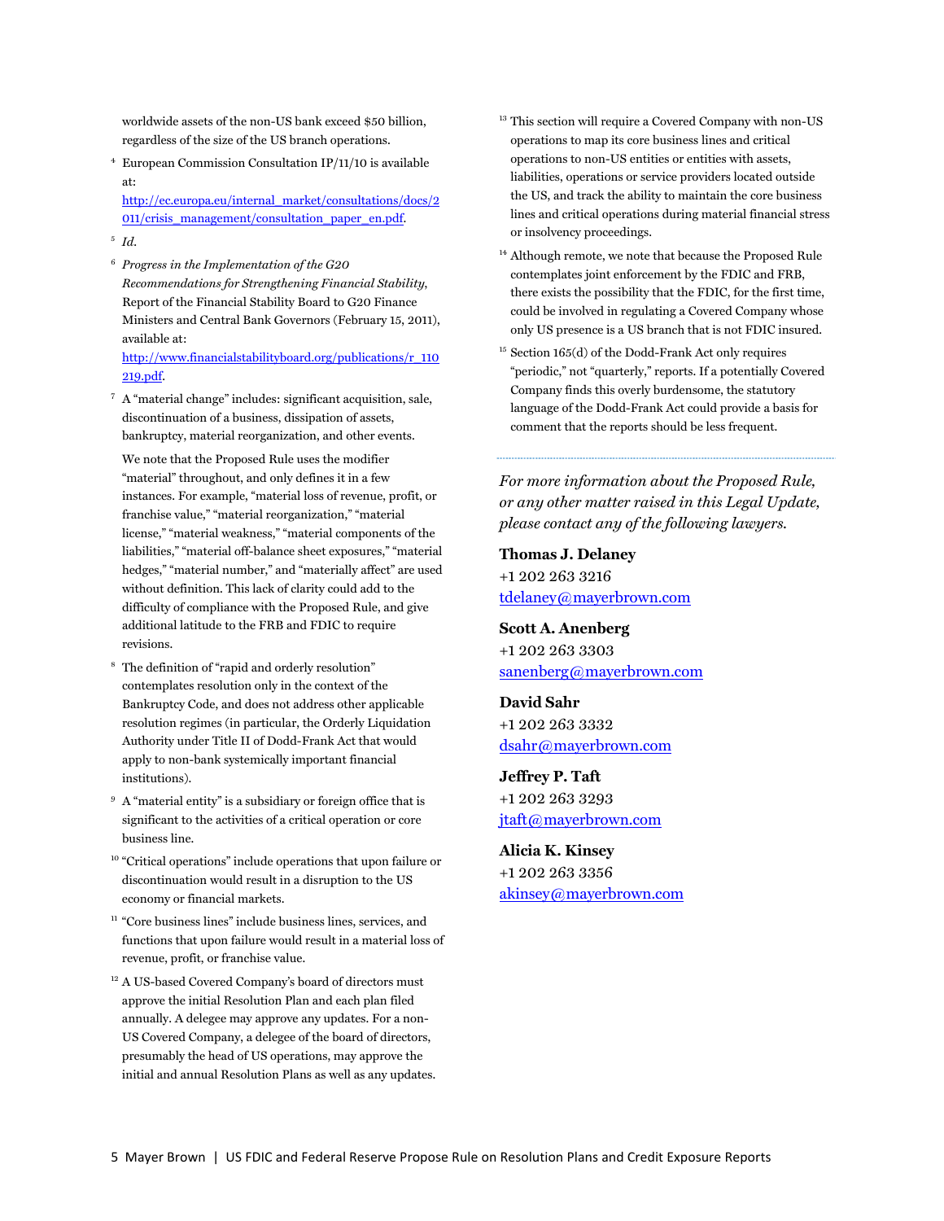worldwide assets of the non-US bank exceed $50 billion, regardless of the size of the US branch operations.

[4] European Commission Consultation IP/11/10 is available at: http://ec.europa.eu/internal_market/consultations/docs/2011/crisis_management/consultation_paper_en.pdf.

[5] *Id.*

[6] *Progress in the Implementation of the G20 Recommendations for Strengthening Financial Stability*, Report of the Financial Stability Board to G20 Finance Ministers and Central Bank Governors (February 15, 2011), available at: http://www.financialstabilityboard.org/publications/r_110219.pdf.

[7] A "material change" includes: significant acquisition, sale, discontinuation of a business, dissipation of assets, bankruptcy, material reorganization, and other events.

We note that the Proposed Rule uses the modifier "material" throughout, and only defines it in a few instances. For example, "material loss of revenue, profit, or franchise value," "material reorganization," "material license," "material weakness," "material components of the liabilities," "material off-balance sheet exposures," "material hedges," "material number," and "materially affect" are used without definition. This lack of clarity could add to the difficulty of compliance with the Proposed Rule, and give additional latitude to the FRB and FDIC to require revisions.

[8] The definition of "rapid and orderly resolution" contemplates resolution only in the context of the Bankruptcy Code, and does not address other applicable resolution regimes (in particular, the Orderly Liquidation Authority under Title II of Dodd-Frank Act that would apply to non-bank systemically important financial institutions).

[9] A "material entity" is a subsidiary or foreign office that is significant to the activities of a critical operation or core business line.

[10] "Critical operations" include operations that upon failure or discontinuation would result in a disruption to the US economy or financial markets.

[11] "Core business lines" include business lines, services, and functions that upon failure would result in a material loss of revenue, profit, or franchise value.

[12] A US-based Covered Company's board of directors must approve the initial Resolution Plan and each plan filed annually. A delegee may approve any updates. For a non-US Covered Company, a delegee of the board of directors, presumably the head of US operations, may approve the initial and annual Resolution Plans as well as any updates.

[13] This section will require a Covered Company with non-US operations to map its core business lines and critical operations to non-US entities or entities with assets, liabilities, operations or service providers located outside the US, and track the ability to maintain the core business lines and critical operations during material financial stress or insolvency proceedings.

[14] Although remote, we note that because the Proposed Rule contemplates joint enforcement by the FDIC and FRB, there exists the possibility that the FDIC, for the first time, could be involved in regulating a Covered Company whose only US presence is a US branch that is not FDIC insured.

[15] Section 165(d) of the Dodd-Frank Act only requires "periodic," not "quarterly," reports. If a potentially Covered Company finds this overly burdensome, the statutory language of the Dodd-Frank Act could provide a basis for comment that the reports should be less frequent.

---

*For more information about the Proposed Rule, or any other matter raised in this Legal Update, please contact any of the following lawyers.*

**Thomas J. Delaney**
+1 202 263 3216
tdelaney@mayerbrown.com

**Scott A. Anenberg**
+1 202 263 3303
sanenberg@mayerbrown.com

**David Sahr**
+1 202 263 3332
dsahr@mayerbrown.com

**Jeffrey P. Taft**
+1 202 263 3293
jtaft@mayerbrown.com

**Alicia K. Kinsey**
+1 202 263 3356
akinsey@mayerbrown.com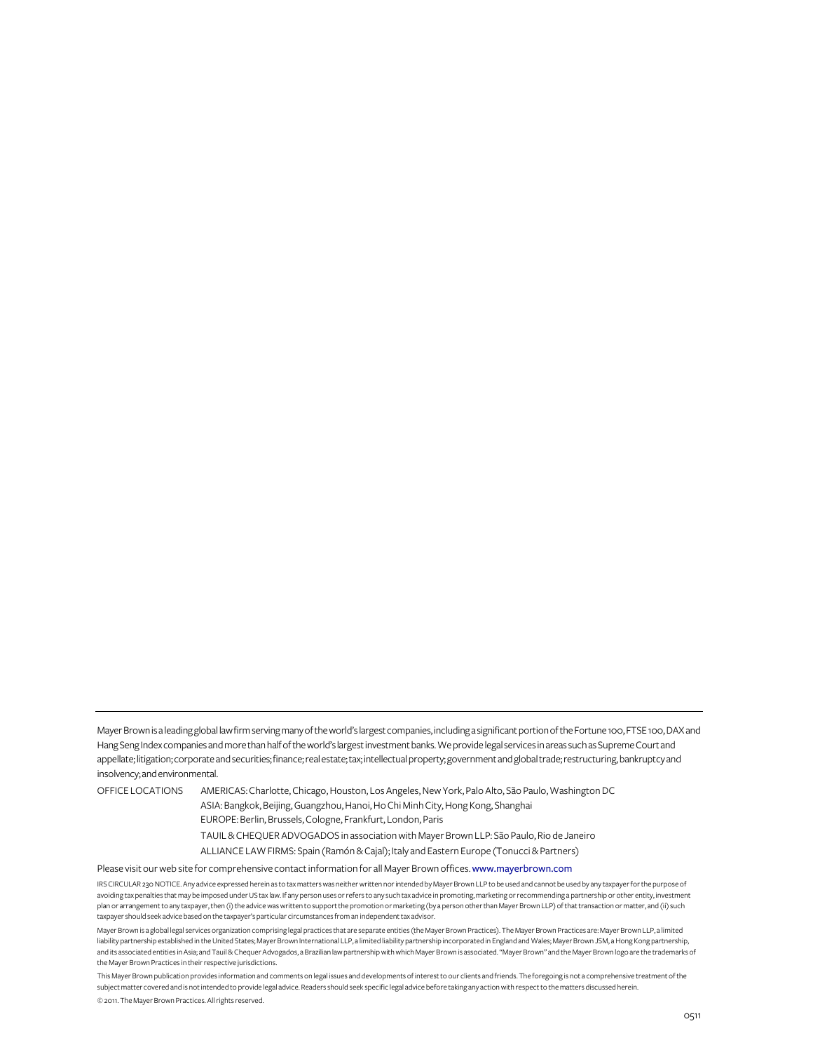Mayer Brown is a leading global law firm serving many of the world's largest companies, including a significant portion of the Fortune 100, FTSE 100, DAX and Hang Seng Index companies and more than half of the world's largest investment banks. We provide legal services in areas such as Supreme Court and appellate; litigation; corporate and securities; finance; real estate; tax; intellectual property; government and global trade; restructuring, bankruptcy and insolvency; and environmental.

OFFICE LOCATIONS AMERICAS: Charlotte, Chicago, Houston, Los Angeles, New York, Palo Alto, São Paulo, Washington DC

ASIA: Bangkok, Beijing, Guangzhou, Hanoi, Ho Chi Minh City, Hong Kong, Shanghai

EUROPE: Berlin, Brussels, Cologne, Frankfurt, London, Paris

TAUIL & CHEQUER ADVOGADOS in association with Mayer Brown LLP: São Paulo, Rio de Janeiro

ALLIANCE LAW FIRMS: Spain (Ramón & Cajal); Italy and Eastern Europe (Tonucci & Partners)

Please visit our web site for comprehensive contact information for all Mayer Brown offices. www.mayerbrown.com

IRS CIRCULAR 230 NOTICE. Any advice expressed herein as to tax matters was neither written nor intended by Mayer Brown LLP to be used and cannot be used by any taxpayer for the purpose of avoiding tax penalties that may be imposed under US tax law. If any person uses or refers to any such tax advice in promoting, marketing or recommending a partnership or other entity, investment plan or arrangement to any taxpayer, then (i) the advice was written to support the promotion or marketing (by a person other than Mayer Brown LLP) of that transaction or matter, and (ii) such taxpayer should seek advice based on the taxpayer's particular circumstances from an independent tax advisor.

Mayer Brown is a global legal services organization comprising legal practices that are separate entities (the Mayer Brown Practices). The Mayer Brown Practices are: Mayer Brown LLP, a limited liability partnership established in the United States; Mayer Brown International LLP, a limited liability partnership incorporated in England and Wales; Mayer Brown JSM, a Hong Kong partnership, and its associated entities in Asia; and Tauil & Chequer Advogados, a Brazilian law partnership with which Mayer Brown is associated. "Mayer Brown" and the Mayer Brown logo are the trademarks of the Mayer Brown Practices in their respective jurisdictions.

This Mayer Brown publication provides information and comments on legal issues and developments of interest to our clients and friends. The foregoing is not a comprehensive treatment of the subject matter covered and is not intended to provide legal advice. Readers should seek specific legal advice before taking any action with respect to the matters discussed herein.

© 2011. The Mayer Brown Practices. All rights reserved.

0511